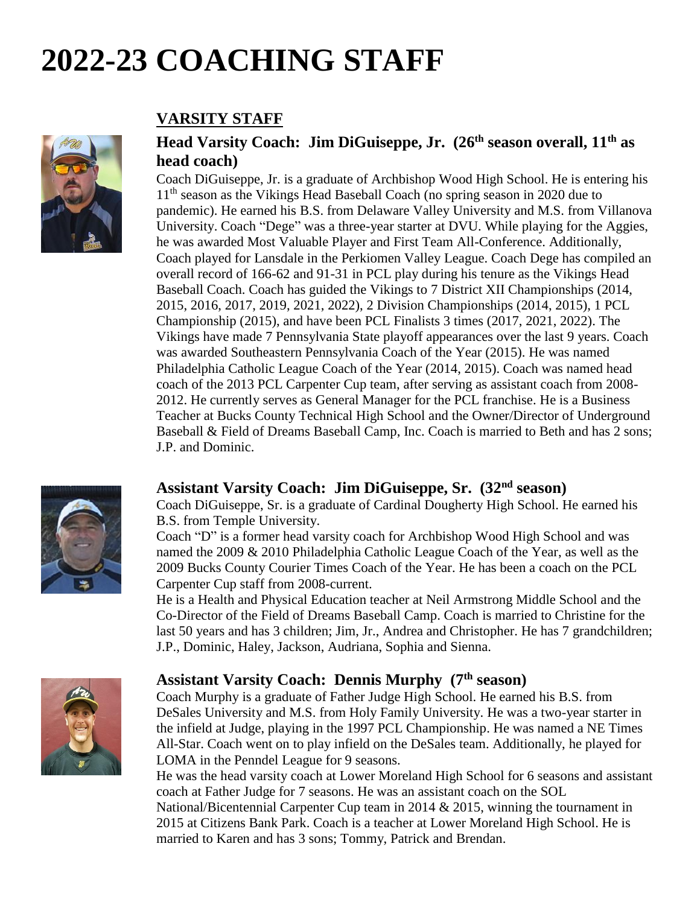# 2022-23 COACHING STAFF

## VARSITY STAFF

### Head Varsity Coach: Jim DiGuiseppe, Jr. (26th season overall, 11th as head coach)

Coach DiGuiseppe, Jr. is a graduate of Archbishop Wood High School. He is entering his 11th season as the Vikings Head Baseball Coach (no spring season in 2020 due to pandemic). He earned his B.S. from Delaware Valley University and M.S. from Villanova University. Coach "Dege" was a three-year starter at DVU. While playing for the Aggies, he was awarded Most Valuable Player and First Team All-Conference. Additionally, Coach played for Lansdale in the Perkiomen Valley League. Coach Dege has compiled an overall record of 166-62 and 91-31 in PCL play during his tenure as the Vikings Head Baseball Coach. Coach has guided the Vikings to 7 District XII Championships (2014, 2015, 2016, 2017, 2019, 2021, 2022), 2 Division Championships (2014, 2015), 1 PCL Championship (2015), and have been PCL Finalists 3 times (2017, 2021, 2022). The Vikings have made 7 Pennsylvania State playoff appearances over the last 9 years. Coach was awarded Southeastern Pennsylvania Coach of the Year (2015). He was named Philadelphia Catholic League Coach of the Year (2014, 2015). Coach was named head coach of the 2013 PCL Carpenter Cup team, after serving as assistant coach from 2008-2012. He currently serves as General Manager for the PCL franchise. He is a Business Teacher at Bucks County Technical High School and the Owner/Director of Underground Baseball & Field of Dreams Baseball Camp, Inc. Coach is married to Beth and has 2 sons; J.P. and Dominic.

### Assistant Varsity Coach: Jim DiGuiseppe, Sr. (32nd season)

Coach DiGuiseppe, Sr. is a graduate of Cardinal Dougherty High School. He earned his B.S. from Temple University.

Coach "D" is a former head varsity coach for Archbishop Wood High School and was named the 2009 & 2010 Philadelphia Catholic League Coach of the Year, as well as the 2009 Bucks County Courier Times Coach of the Year. He has been a coach on the PCL Carpenter Cup staff from 2008-current.

He is a Health and Physical Education teacher at Neil Armstrong Middle School and the Co-Director of the Field of Dreams Baseball Camp. Coach is married to Christine for the last 50 years and has 3 children; Jim, Jr., Andrea and Christopher. He has 7 grandchildren; J.P., Dominic, Haley, Jackson, Audriana, Sophia and Sienna.

### Assistant Varsity Coach: Dennis Murphy (7th season)

Coach Murphy is a graduate of Father Judge High School. He earned his B.S. from DeSales University and M.S. from Holy Family University. He was a two-year starter in the infield at Judge, playing in the 1997 PCL Championship. He was named a NE Times All-Star. Coach went on to play infield on the DeSales team. Additionally, he played for LOMA in the Penndel League for 9 seasons.

He was the head varsity coach at Lower Moreland High School for 6 seasons and assistant coach at Father Judge for 7 seasons. He was an assistant coach on the SOL National/Bicentennial Carpenter Cup team in 2014 & 2015, winning the tournament in 2015 at Citizens Bank Park. Coach is a teacher at Lower Moreland High School. He is married to Karen and has 3 sons; Tommy, Patrick and Brendan.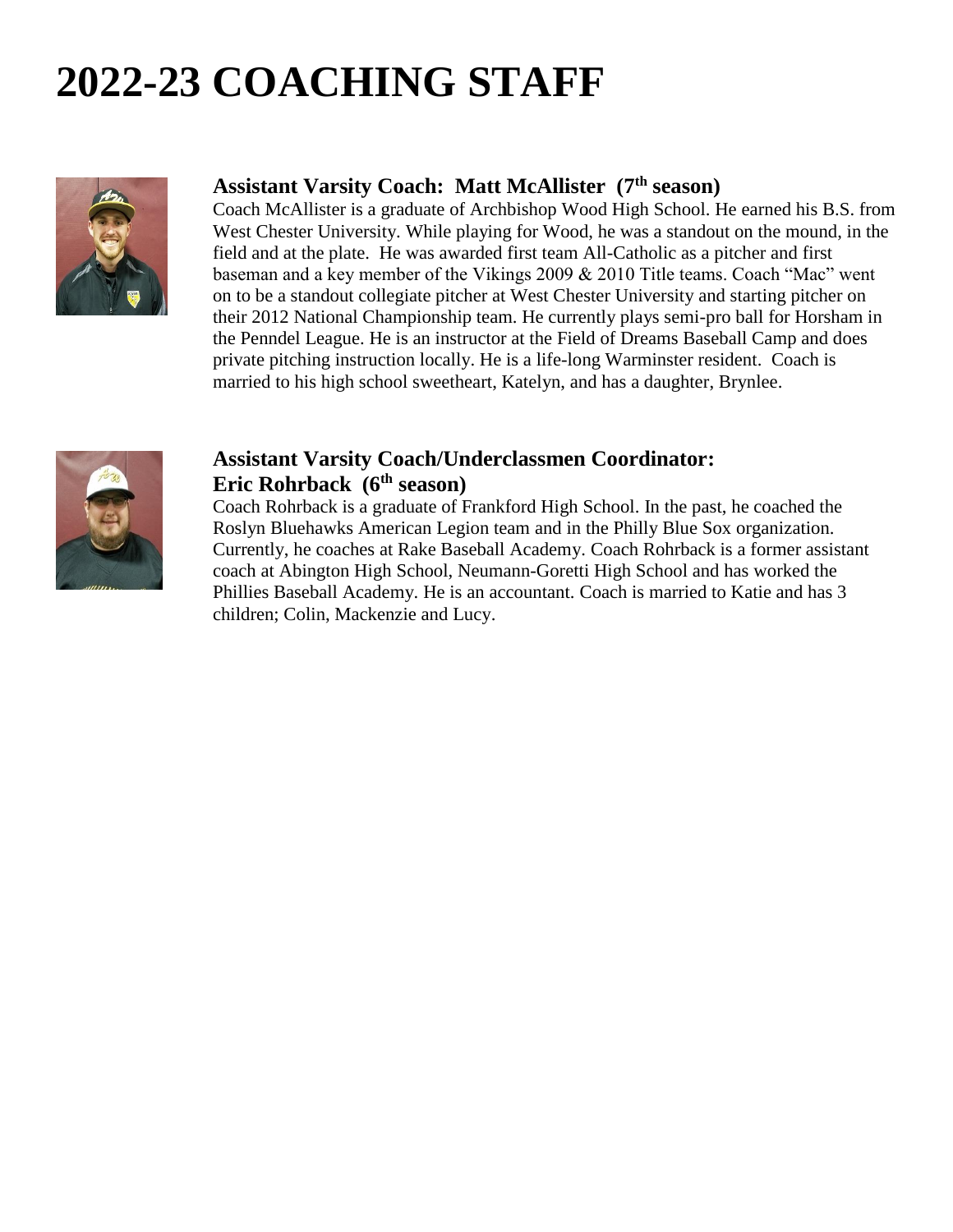# 2022-23 COACHING STAFF

### Assistant Varsity Coach: Matt McAllister (7th season)

Coach McAllister is a graduate of Archbishop Wood High School. He earned his B.S. from West Chester University. While playing for Wood, he was a standout on the mound, in the field and at the plate. He was awarded first team All-Catholic as a pitcher and first baseman and a key member of the Vikings 2009 & 2010 Title teams. Coach "Mac" went on to be a standout collegiate pitcher at West Chester University and starting pitcher on their 2012 National Championship team. He currently plays semi-pro ball for Horsham in the Penndel League. He is an instructor at the Field of Dreams Baseball Camp and does private pitching instruction locally. He is a life-long Warminster resident. Coach is married to his high school sweetheart, Katelyn, and has a daughter, Brynlee.

### Assistant Varsity Coach/Underclassmen Coordinator: Eric Rohrback (6th season)

Coach Rohrback is a graduate of Frankford High School. In the past, he coached the Roslyn Bluehawks American Legion team and in the Philly Blue Sox organization. Currently, he coaches at Rake Baseball Academy. Coach Rohrback is a former assistant coach at Abington High School, Neumann-Goretti High School and has worked the Phillies Baseball Academy. He is an accountant. Coach is married to Katie and has 3 children; Colin, Mackenzie and Lucy.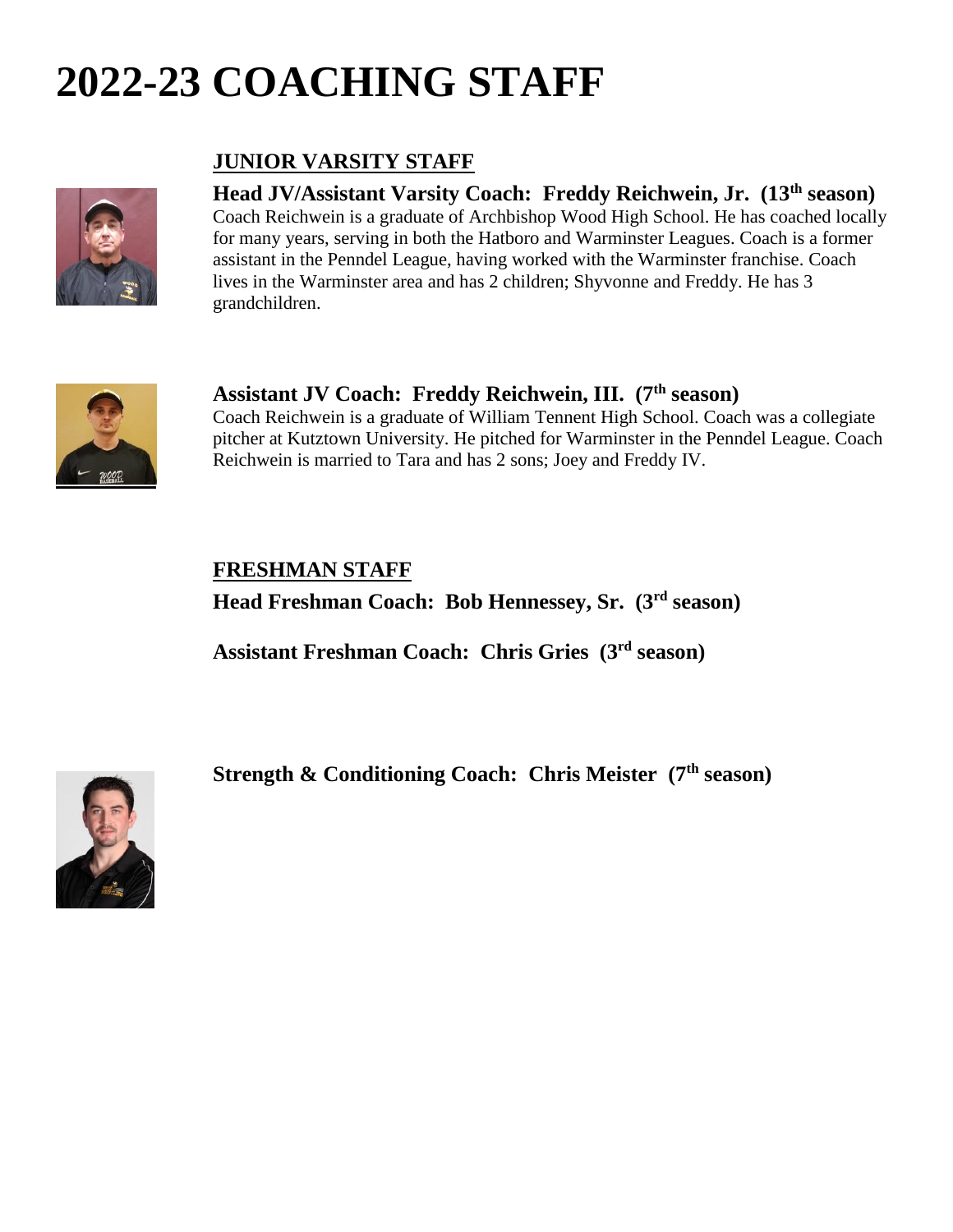# 2022-23 COACHING STAFF

## JUNIOR VARSITY STAFF

**Head JV/Assistant Varsity Coach: Freddy Reichwein, Jr. (13th season)**

Coach Reichwein is a graduate of Archbishop Wood High School. He has coached locally for many years, serving in both the Hatboro and Warminster Leagues. Coach is a former assistant in the Penndel League, having worked with the Warminster franchise. Coach lives in the Warminster area and has 2 children; Shyvonne and Freddy. He has 3 grandchildren.

**Assistant JV Coach: Freddy Reichwein, III. (7th season)**

Coach Reichwein is a graduate of William Tennent High School. Coach was a collegiate pitcher at Kutztown University. He pitched for Warminster in the Penndel League. Coach Reichwein is married to Tara and has 2 sons; Joey and Freddy IV.

## FRESHMAN STAFF

**Head Freshman Coach: Bob Hennessey, Sr. (3rd season)**

**Assistant Freshman Coach: Chris Gries (3rd season)**

**Strength & Conditioning Coach: Chris Meister (7th season)**